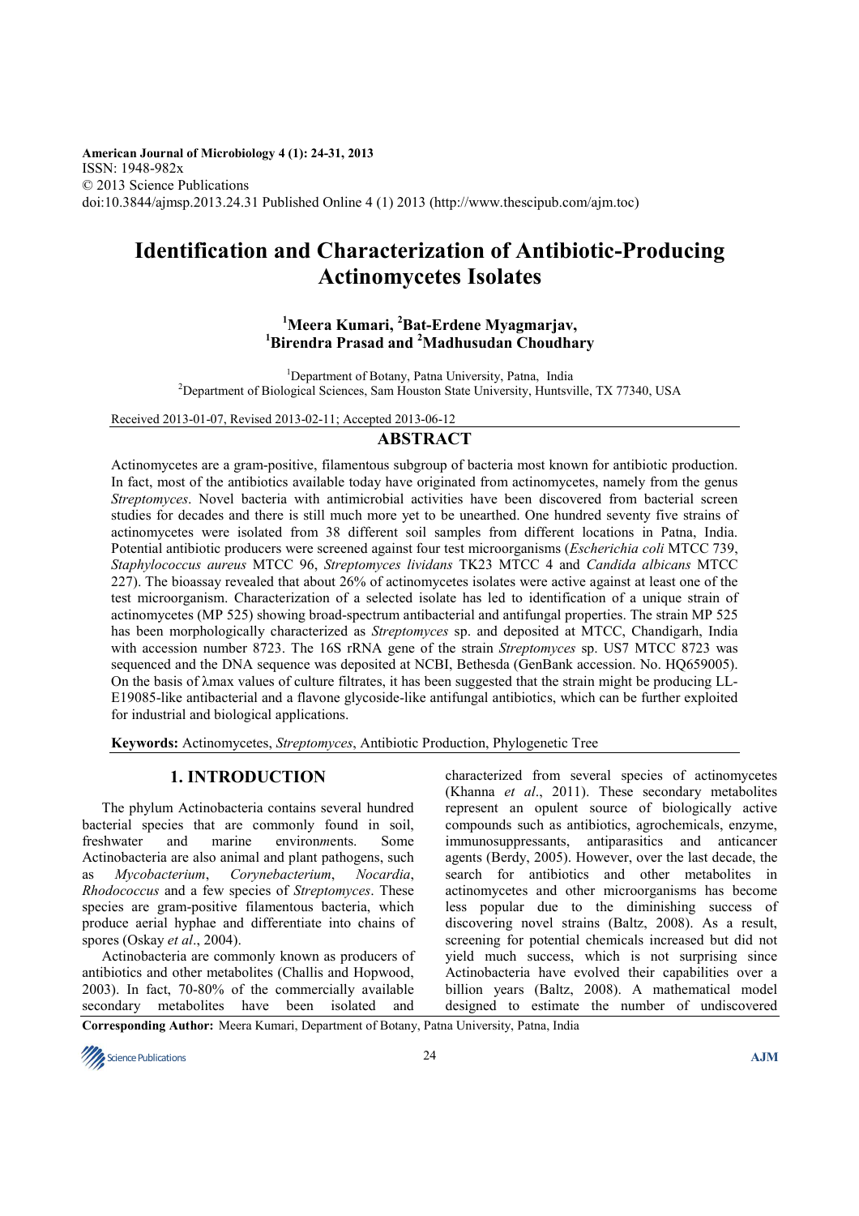American Journal of Microbiology 4 (1): 24-31, 2013
ISSN: 1948-982x
© 2013 Science Publications
doi:10.3844/ajmsp.2013.24.31 Published Online 4 (1) 2013 (http://www.thescipub.com/ajm.toc)

# Identification and Characterization of Antibiotic-Producing Actinomycetes Isolates

**[1]Meera Kumari, [2]Bat-Erdene Myagmarjav, [1]Birendra Prasad and [2]Madhusudan Choudhary**

[1]Department of Botany, Patna University, Patna, India
[2]Department of Biological Sciences, Sam Houston State University, Huntsville, TX 77340, USA

Received 2013-01-07, Revised 2013-02-11; Accepted 2013-06-12

## ABSTRACT

Actinomycetes are a gram-positive, filamentous subgroup of bacteria most known for antibiotic production. In fact, most of the antibiotics available today have originated from actinomycetes, namely from the genus *Streptomyces*. Novel bacteria with antimicrobial activities have been discovered from bacterial screen studies for decades and there is still much more yet to be unearthed. One hundred seventy five strains of actinomycetes were isolated from 38 different soil samples from different locations in Patna, India. Potential antibiotic producers were screened against four test microorganisms (*Escherichia coli* MTCC 739, *Staphylococcus aureus* MTCC 96, *Streptomyces lividans* TK23 MTCC 4 and *Candida albicans* MTCC 227). The bioassay revealed that about 26% of actinomycetes isolates were active against at least one of the test microorganism. Characterization of a selected isolate has led to identification of a unique strain of actinomycetes (MP 525) showing broad-spectrum antibacterial and antifungal properties. The strain MP 525 has been morphologically characterized as *Streptomyces* sp. and deposited at MTCC, Chandigarh, India with accession number 8723. The 16S rRNA gene of the strain *Streptomyces* sp. US7 MTCC 8723 was sequenced and the DNA sequence was deposited at NCBI, Bethesda (GenBank accession. No. HQ659005). On the basis of λmax values of culture filtrates, it has been suggested that the strain might be producing LL-E19085-like antibacterial and a flavone glycoside-like antifungal antibiotics, which can be further exploited for industrial and biological applications.

**Keywords:** Actinomycetes, *Streptomyces*, Antibiotic Production, Phylogenetic Tree

## 1. INTRODUCTION

The phylum Actinobacteria contains several hundred bacterial species that are commonly found in soil, freshwater and marine environments. Some Actinobacteria are also animal and plant pathogens, such as *Mycobacterium*, *Corynebacterium*, *Nocardia*, *Rhodococcus* and a few species of *Streptomyces*. These species are gram-positive filamentous bacteria, which produce aerial hyphae and differentiate into chains of spores (Oskay *et al*., 2004).

Actinobacteria are commonly known as producers of antibiotics and other metabolites (Challis and Hopwood, 2003). In fact, 70-80% of the commercially available secondary metabolites have been isolated and characterized from several species of actinomycetes (Khanna *et al*., 2011). These secondary metabolites represent an opulent source of biologically active compounds such as antibiotics, agrochemicals, enzyme, immunosuppressants, antiparasitics and anticancer agents (Berdy, 2005). However, over the last decade, the search for antibiotics and other metabolites in actinomycetes and other microorganisms has become less popular due to the diminishing success of discovering novel strains (Baltz, 2008). As a result, screening for potential chemicals increased but did not yield much success, which is not surprising since Actinobacteria have evolved their capabilities over a billion years (Baltz, 2008). A mathematical model designed to estimate the number of undiscovered

**Corresponding Author:** Meera Kumari, Department of Botany, Patna University, Patna, India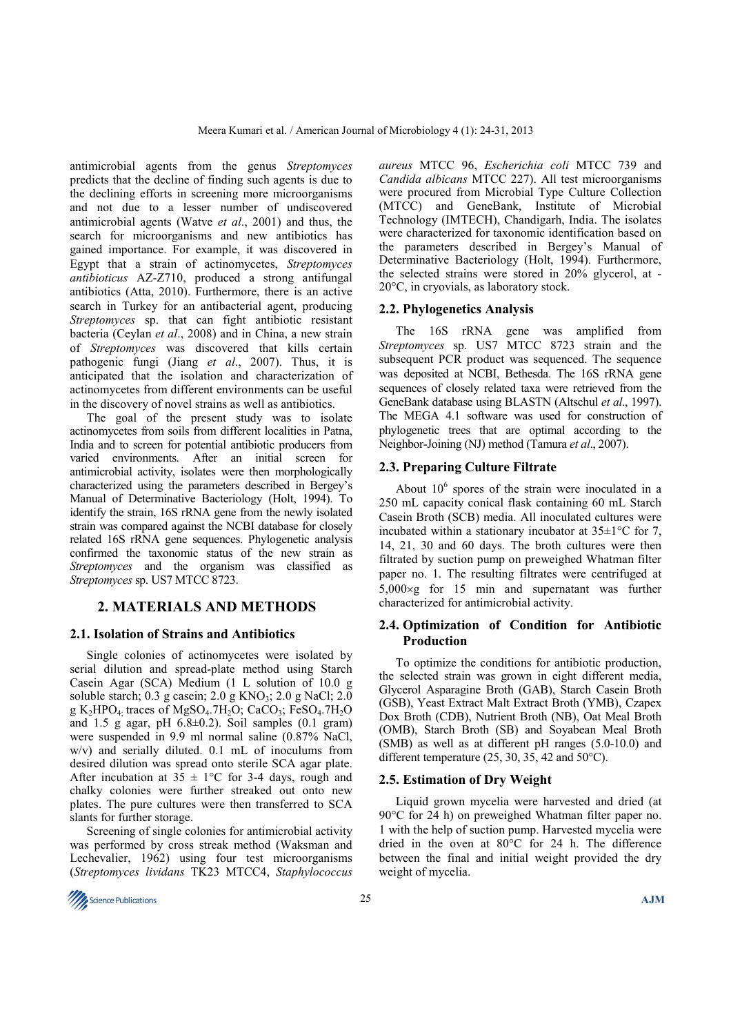antimicrobial agents from the genus *Streptomyces* predicts that the decline of finding such agents is due to the declining efforts in screening more microorganisms and not due to a lesser number of undiscovered antimicrobial agents (Watve *et al*., 2001) and thus, the search for microorganisms and new antibiotics has gained importance. For example, it was discovered in Egypt that a strain of actinomycetes, *Streptomyces antibioticus* AZ-Z710, produced a strong antifungal antibiotics (Atta, 2010). Furthermore, there is an active search in Turkey for an antibacterial agent, producing *Streptomyces* sp. that can fight antibiotic resistant bacteria (Ceylan *et al*., 2008) and in China, a new strain of *Streptomyces* was discovered that kills certain pathogenic fungi (Jiang *et al*., 2007). Thus, it is anticipated that the isolation and characterization of actinomycetes from different environments can be useful in the discovery of novel strains as well as antibiotics.

The goal of the present study was to isolate actinomycetes from soils from different localities in Patna, India and to screen for potential antibiotic producers from varied environments. After an initial screen for antimicrobial activity, isolates were then morphologically characterized using the parameters described in Bergey's Manual of Determinative Bacteriology (Holt, 1994). To identify the strain, 16S rRNA gene from the newly isolated strain was compared against the NCBI database for closely related 16S rRNA gene sequences. Phylogenetic analysis confirmed the taxonomic status of the new strain as *Streptomyces* and the organism was classified as *Streptomyces* sp. US7 MTCC 8723.

## 2. MATERIALS AND METHODS

### 2.1. Isolation of Strains and Antibiotics

Single colonies of actinomycetes were isolated by serial dilution and spread-plate method using Starch Casein Agar (SCA) Medium (1 L solution of 10.0 g soluble starch; 0.3 g casein; 2.0 g $KNO_3$; 2.0 g NaCl; 2.0 g $K_2HPO_4$; traces of $MgSO_4.7H_2O$; $CaCO_3$; $FeSO_4.7H_2O$ and 1.5 g agar, pH 6.8±0.2). Soil samples (0.1 gram) were suspended in 9.9 ml normal saline (0.87% NaCl, w/v) and serially diluted. 0.1 mL of inoculums from desired dilution was spread onto sterile SCA agar plate. After incubation at 35 ± 1°C for 3-4 days, rough and chalky colonies were further streaked out onto new plates. The pure cultures were then transferred to SCA slants for further storage.

Screening of single colonies for antimicrobial activity was performed by cross streak method (Waksman and Lechevalier, 1962) using four test microorganisms (*Streptomyces lividans* TK23 MTCC4, *Staphylococcus aureus* MTCC 96, *Escherichia coli* MTCC 739 and *Candida albicans* MTCC 227). All test microorganisms were procured from Microbial Type Culture Collection (MTCC) and GeneBank, Institute of Microbial Technology (IMTECH), Chandigarh, India. The isolates were characterized for taxonomic identification based on the parameters described in Bergey's Manual of Determinative Bacteriology (Holt, 1994). Furthermore, the selected strains were stored in 20% glycerol, at -20°C, in cryovials, as laboratory stock.

### 2.2. Phylogenetics Analysis

The 16S rRNA gene was amplified from *Streptomyces* sp. US7 MTCC 8723 strain and the subsequent PCR product was sequenced. The sequence was deposited at NCBI, Bethesda. The 16S rRNA gene sequences of closely related taxa were retrieved from the GeneBank database using BLASTN (Altschul *et al*., 1997). The MEGA 4.1 software was used for construction of phylogenetic trees that are optimal according to the Neighbor-Joining (NJ) method (Tamura *et al*., 2007).

### 2.3. Preparing Culture Filtrate

About $10^6$ spores of the strain were inoculated in a 250 mL capacity conical flask containing 60 mL Starch Casein Broth (SCB) media. All inoculated cultures were incubated within a stationary incubator at 35±1°C for 7, 14, 21, 30 and 60 days. The broth cultures were then filtrated by suction pump on preweighed Whatman filter paper no. 1. The resulting filtrates were centrifuged at 5,000×g for 15 min and supernatant was further characterized for antimicrobial activity.

### 2.4. Optimization of Condition for Antibiotic Production

To optimize the conditions for antibiotic production, the selected strain was grown in eight different media, Glycerol Asparagine Broth (GAB), Starch Casein Broth (GSB), Yeast Extract Malt Extract Broth (YMB), Czapex Dox Broth (CDB), Nutrient Broth (NB), Oat Meal Broth (OMB), Starch Broth (SB) and Soyabean Meal Broth (SMB) as well as at different pH ranges (5.0-10.0) and different temperature (25, 30, 35, 42 and 50°C).

### 2.5. Estimation of Dry Weight

Liquid grown mycelia were harvested and dried (at 90°C for 24 h) on preweighed Whatman filter paper no. 1 with the help of suction pump. Harvested mycelia were dried in the oven at 80°C for 24 h. The difference between the final and initial weight provided the dry weight of mycelia.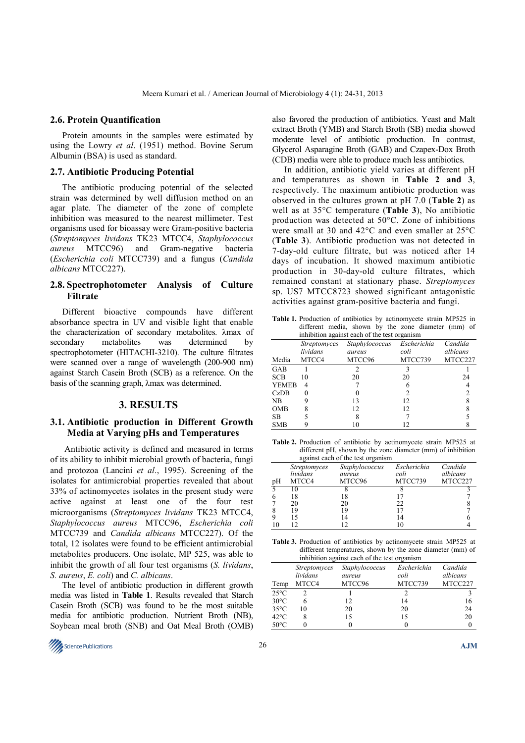### 2.6. Protein Quantification

Protein amounts in the samples were estimated by using the Lowry *et al*. (1951) method. Bovine Serum Albumin (BSA) is used as standard.

### 2.7. Antibiotic Producing Potential

The antibiotic producing potential of the selected strain was determined by well diffusion method on an agar plate. The diameter of the zone of complete inhibition was measured to the nearest millimeter. Test organisms used for bioassay were Gram-positive bacteria (*Streptomyces lividans* TK23 MTCC4, *Staphylococcus aureus* MTCC96) and Gram-negative bacteria (*Escherichia coli* MTCC739) and a fungus (*Candida albicans* MTCC227).

### 2.8. Spectrophotometer Analysis of Culture Filtrate

Different bioactive compounds have different absorbance spectra in UV and visible light that enable the characterization of secondary metabolites. λmax of secondary metabolites was determined by spectrophotometer (HITACHI-3210). The culture filtrates were scanned over a range of wavelength (200-900 nm) against Starch Casein Broth (SCB) as a reference. On the basis of the scanning graph, λmax was determined.

## 3. RESULTS

### 3.1. Antibiotic production in Different Growth Media at Varying pHs and Temperatures

Antibiotic activity is defined and measured in terms of its ability to inhibit microbial growth of bacteria, fungi and protozoa (Lancini *et al*., 1995). Screening of the isolates for antimicrobial properties revealed that about 33% of actinomycetes isolates in the present study were active against at least one of the four test microorganisms (*Streptomyces lividans* TK23 MTCC4, *Staphylococcus aureus* MTCC96, *Escherichia coli* MTCC739 and *Candida albicans* MTCC227). Of the total, 12 isolates were found to be efficient antimicrobial metabolites producers. One isolate, MP 525, was able to inhibit the growth of all four test organisms (*S. lividans*, *S. aureus*, *E. coli*) and *C. albicans*.

The level of antibiotic production in different growth media was listed in **Table 1**. Results revealed that Starch Casein Broth (SCB) was found to be the most suitable media for antibiotic production. Nutrient Broth (NB), Soybean meal broth (SNB) and Oat Meal Broth (OMB) also favored the production of antibiotics. Yeast and Malt extract Broth (YMB) and Starch Broth (SB) media showed moderate level of antibiotic production. In contrast, Glycerol Asparagine Broth (GAB) and Czapex-Dox Broth (CDB) media were able to produce much less antibiotics.

In addition, antibiotic yield varies at different pH and temperatures as shown in **Table 2 and 3**, respectively. The maximum antibiotic production was observed in the cultures grown at pH 7.0 (**Table 2**) as well as at 35°C temperature (**Table 3**), No antibiotic production was detected at 50°C. Zone of inhibitions were small at 30 and 42°C and even smaller at 25°C (**Table 3**). Antibiotic production was not detected in 7-day-old culture filtrate, but was noticed after 14 days of incubation. It showed maximum antibiotic production in 30-day-old culture filtrates, which remained constant at stationary phase. *Streptomyces* sp. US7 MTCC8723 showed significant antagonistic activities against gram-positive bacteria and fungi.

**Table 1.** Production of antibiotics by actinomycete strain MP525 in different media, shown by the zone diameter (mm) of inhibition against each of the test organism

| Media | *Streptomyces lividans* MTCC4 | *Staphylococcus aureus* MTCC96 | *Escherichia coli* MTCC739 | *Candida albicans* MTCC227 |
|---|---|---|---|---|
| GAB | 1 | 2 | 3 | 1 |
| SCB | 10 | 20 | 20 | 24 |
| YEMEB | 4 | 7 | 6 | 4 |
| CzDB | 0 | 0 | 2 | 2 |
| NB | 9 | 13 | 12 | 8 |
| OMB | 8 | 12 | 12 | 8 |
| SB | 5 | 8 | 7 | 5 |
| SMB | 9 | 10 | 12 | 8 |

**Table 2.** Production of antibiotic by actinomycete strain MP525 at different pH, shown by the zone diameter (mm) of inhibition against each of the test organism

| pH | *Streptomyces lividans* MTCC4 | *Staphylococcus aureus* MTCC96 | *Escherichia coli* MTCC739 | *Candida albicans* MTCC227 |
|---|---|---|---|---|
| 5 | 10 | 8 | 8 | 3 |
| 6 | 18 | 18 | 17 | 7 |
| 7 | 20 | 20 | 22 | 8 |
| 8 | 19 | 19 | 17 | 7 |
| 9 | 15 | 14 | 14 | 6 |
| 10 | 12 | 12 | 10 | 4 |

**Table 3.** Production of antibiotics by actinomycete strain MP525 at different temperatures, shown by the zone diameter (mm) of inhibition against each of the test organism

| Temp | *Streptomyces lividans* MTCC4 | *Staphylococcus aureus* MTCC96 | *Escherichia coli* MTCC739 | *Candida albicans* MTCC227 |
|---|---|---|---|---|
| 25°C | 2 | 1 | 2 | 3 |
| 30°C | 6 | 12 | 14 | 16 |
| 35°C | 10 | 20 | 20 | 24 |
| 42°C | 8 | 15 | 15 | 20 |
| 50°C | 0 | 0 | 0 | 0 |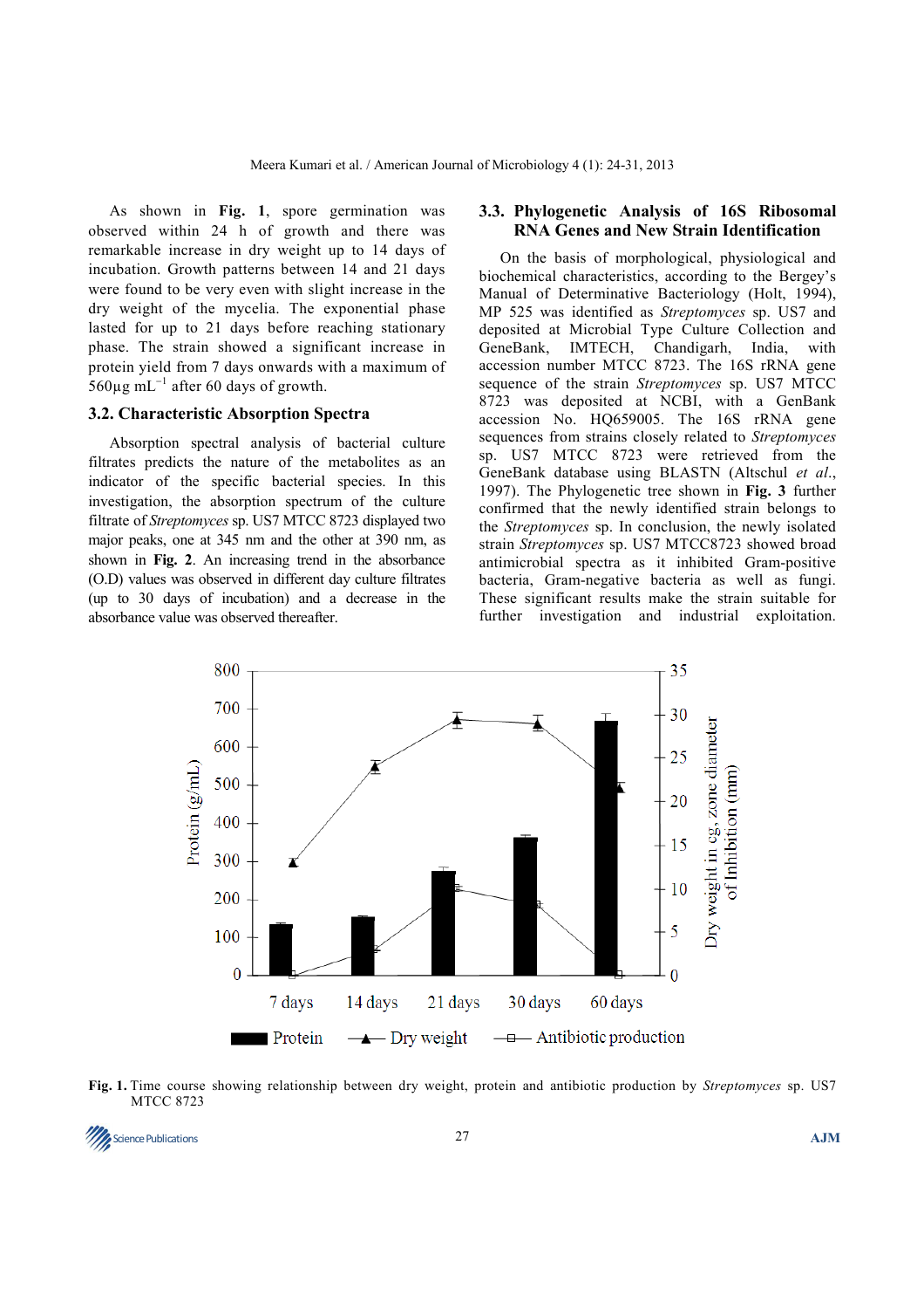As shown in **Fig. 1**, spore germination was observed within 24 h of growth and there was remarkable increase in dry weight up to 14 days of incubation. Growth patterns between 14 and 21 days were found to be very even with slight increase in the dry weight of the mycelia. The exponential phase lasted for up to 21 days before reaching stationary phase. The strain showed a significant increase in protein yield from 7 days onwards with a maximum of 560μg $mL^{-1}$ after 60 days of growth.

### 3.2. Characteristic Absorption Spectra

Absorption spectral analysis of bacterial culture filtrates predicts the nature of the metabolites as an indicator of the specific bacterial species. In this investigation, the absorption spectrum of the culture filtrate of *Streptomyces* sp. US7 MTCC 8723 displayed two major peaks, one at 345 nm and the other at 390 nm, as shown in **Fig. 2**. An increasing trend in the absorbance (O.D) values was observed in different day culture filtrates (up to 30 days of incubation) and a decrease in the absorbance value was observed thereafter.

### 3.3. Phylogenetic Analysis of 16S Ribosomal RNA Genes and New Strain Identification

On the basis of morphological, physiological and biochemical characteristics, according to the Bergey's Manual of Determinative Bacteriology (Holt, 1994), MP 525 was identified as *Streptomyces* sp. US7 and deposited at Microbial Type Culture Collection and GeneBank, IMTECH, Chandigarh, India, with accession number MTCC 8723. The 16S rRNA gene sequence of the strain *Streptomyces* sp. US7 MTCC 8723 was deposited at NCBI, with a GenBank accession No. HQ659005. The 16S rRNA gene sequences from strains closely related to *Streptomyces* sp. US7 MTCC 8723 were retrieved from the GeneBank database using BLASTN (Altschul *et al*., 1997). The Phylogenetic tree shown in **Fig. 3** further confirmed that the newly identified strain belongs to the *Streptomyces* sp. In conclusion, the newly isolated strain *Streptomyces* sp. US7 MTCC8723 showed broad antimicrobial spectra as it inhibited Gram-positive bacteria, Gram-negative bacteria as well as fungi. These significant results make the strain suitable for further investigation and industrial exploitation.

**Fig. 1.** Time course showing relationship between dry weight, protein and antibiotic production by *Streptomyces* sp. US7 MTCC 8723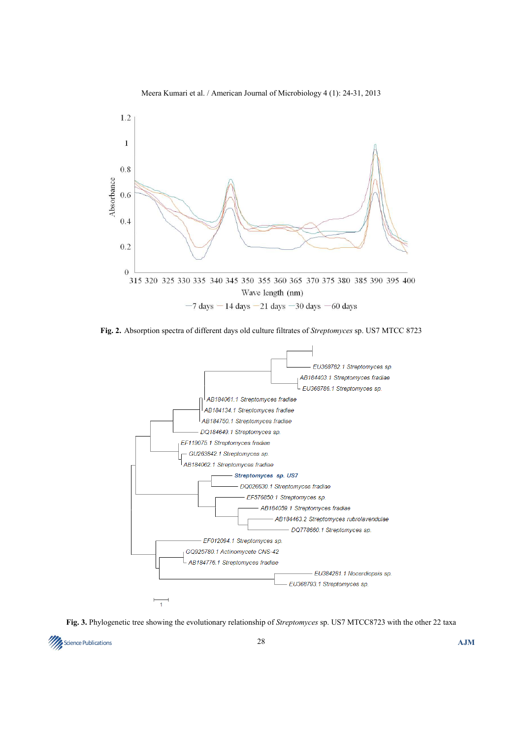**Fig. 2.** Absorption spectra of different days old culture filtrates of *Streptomyces* sp. US7 MTCC 8723

**Fig. 3.** Phylogenetic tree showing the evolutionary relationship of *Streptomyces* sp. US7 MTCC8723 with the other 22 taxa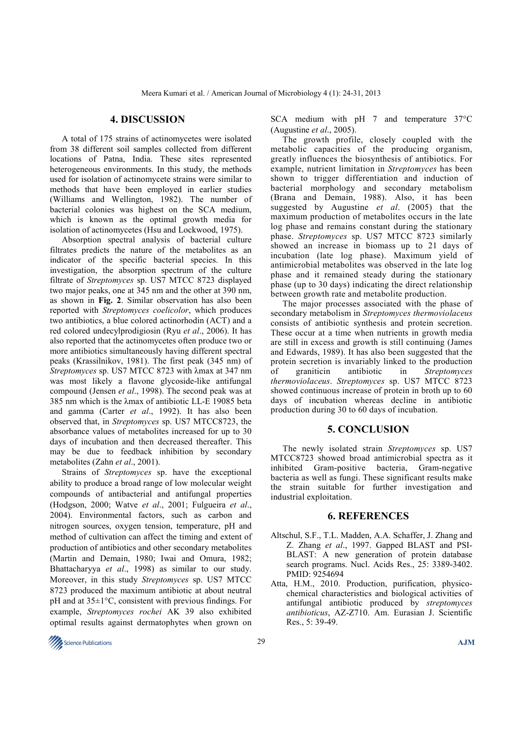## 4. DISCUSSION

A total of 175 strains of actinomycetes were isolated from 38 different soil samples collected from different locations of Patna, India. These sites represented heterogeneous environments. In this study, the methods used for isolation of actinomycete strains were similar to methods that have been employed in earlier studies (Williams and Wellington, 1982). The number of bacterial colonies was highest on the SCA medium, which is known as the optimal growth media for isolation of actinomycetes (Hsu and Lockwood, 1975).

Absorption spectral analysis of bacterial culture filtrates predicts the nature of the metabolites as an indicator of the specific bacterial species. In this investigation, the absorption spectrum of the culture filtrate of *Streptomyces* sp. US7 MTCC 8723 displayed two major peaks, one at 345 nm and the other at 390 nm, as shown in **Fig. 2**. Similar observation has also been reported with *Streptomyces coelicolor*, which produces two antibiotics, a blue colored actinorhodin (ACT) and a red colored undecylprodigiosin (Ryu *et al*., 2006). It has also reported that the actinomycetes often produce two or more antibiotics simultaneously having different spectral peaks (Krassilnikov, 1981). The first peak (345 nm) of *Streptomyces* sp. US7 MTCC 8723 with λmax at 347 nm was most likely a flavone glycoside-like antifungal compound (Jensen *et al*., 1998). The second peak was at 385 nm which is the λmax of antibiotic LL-E 19085 beta and gamma (Carter *et al*., 1992). It has also been observed that, in *Streptomyces* sp. US7 MTCC8723, the absorbance values of metabolites increased for up to 30 days of incubation and then decreased thereafter. This may be due to feedback inhibition by secondary metabolites (Zahn *et al*., 2001).

Strains of *Streptomyces* sp. have the exceptional ability to produce a broad range of low molecular weight compounds of antibacterial and antifungal properties (Hodgson, 2000; Watve *et al*., 2001; Fulgueira *et al*., 2004). Environmental factors, such as carbon and nitrogen sources, oxygen tension, temperature, pH and method of cultivation can affect the timing and extent of production of antibiotics and other secondary metabolites (Martin and Demain, 1980; Iwai and Omura, 1982; Bhattacharyya *et al*., 1998) as similar to our study. Moreover, in this study *Streptomyces* sp. US7 MTCC 8723 produced the maximum antibiotic at about neutral pH and at 35±1°C, consistent with previous findings. For example, *Streptomyces rochei* AK 39 also exhibited optimal results against dermatophytes when grown on SCA medium with pH 7 and temperature 37°C (Augustine *et al*., 2005).

The growth profile, closely coupled with the metabolic capacities of the producing organism, greatly influences the biosynthesis of antibiotics. For example, nutrient limitation in *Streptomyces* has been shown to trigger differentiation and induction of bacterial morphology and secondary metabolism (Brana and Demain, 1988). Also, it has been suggested by Augustine *et al*. (2005) that the maximum production of metabolites occurs in the late log phase and remains constant during the stationary phase. *Streptomyces* sp. US7 MTCC 8723 similarly showed an increase in biomass up to 21 days of incubation (late log phase). Maximum yield of antimicrobial metabolites was observed in the late log phase and it remained steady during the stationary phase (up to 30 days) indicating the direct relationship between growth rate and metabolite production.

The major processes associated with the phase of secondary metabolism in *Streptomyces thermoviolaceus* consists of antibiotic synthesis and protein secretion. These occur at a time when nutrients in growth media are still in excess and growth is still continuing (James and Edwards, 1989). It has also been suggested that the protein secretion is invariably linked to the production of graniticin antibiotic in *Streptomyces thermoviolaceus*. *Streptomyces* sp. US7 MTCC 8723 showed continuous increase of protein in broth up to 60 days of incubation whereas decline in antibiotic production during 30 to 60 days of incubation.

## 5. CONCLUSION

The newly isolated strain *Streptomyces* sp. US7 MTCC8723 showed broad antimicrobial spectra as it inhibited Gram-positive bacteria, Gram-negative bacteria as well as fungi. These significant results make the strain suitable for further investigation and industrial exploitation.

## 6. REFERENCES

Altschul, S.F., T.L. Madden, A.A. Schaffer, J. Zhang and Z. Zhang *et al*., 1997. Gapped BLAST and PSI-BLAST: A new generation of protein database search programs. Nucl. Acids Res., 25: 3389-3402. PMID: 9254694

Atta, H.M., 2010. Production, purification, physico-chemical characteristics and biological activities of antifungal antibiotic produced by *streptomyces antibioticus*, AZ-Z710. Am. Eurasian J. Scientific Res., 5: 39-49.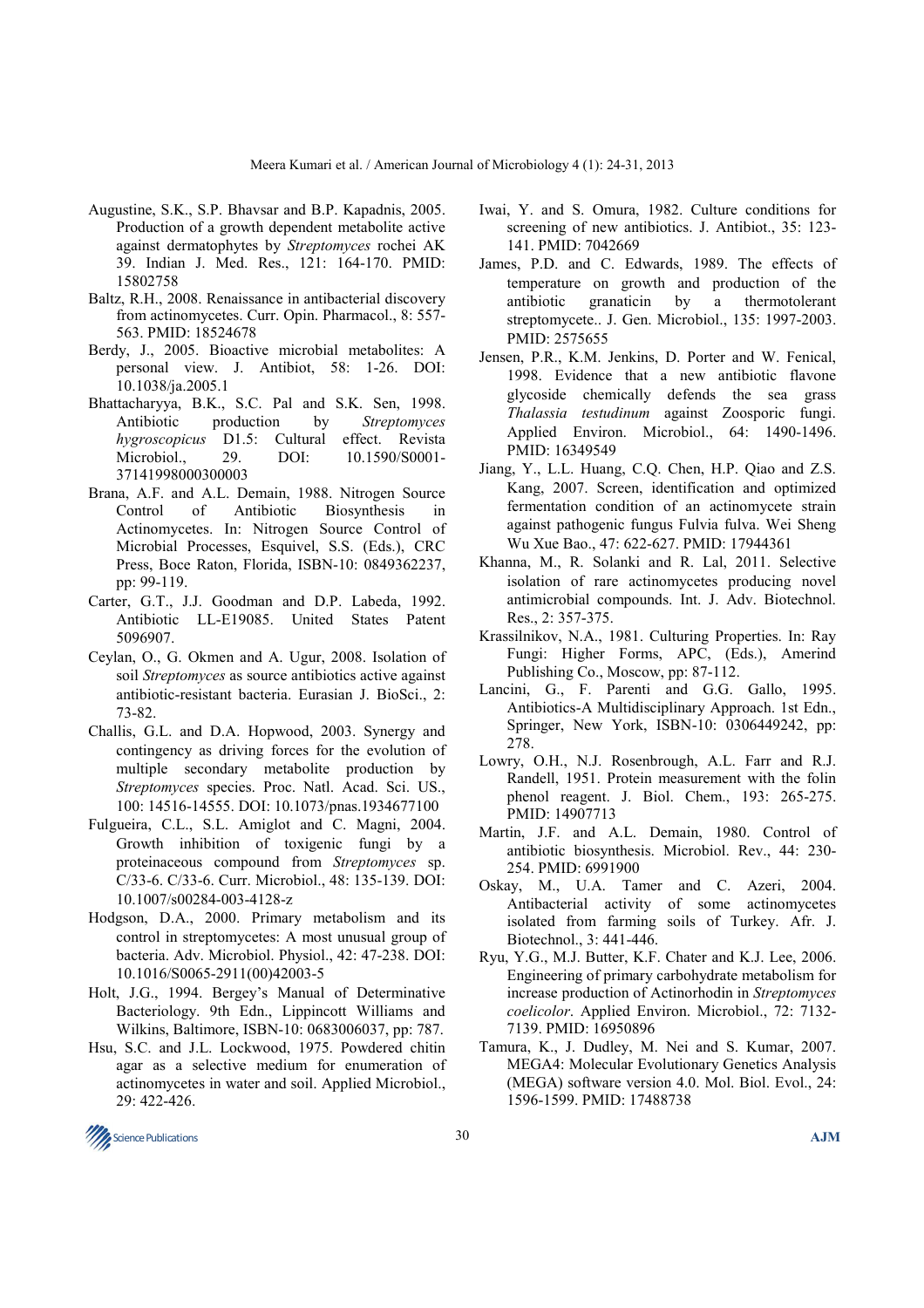Augustine, S.K., S.P. Bhavsar and B.P. Kapadnis, 2005. Production of a growth dependent metabolite active against dermatophytes by *Streptomyces* rochei AK 39. Indian J. Med. Res., 121: 164-170. PMID: 15802758

Baltz, R.H., 2008. Renaissance in antibacterial discovery from actinomycetes. Curr. Opin. Pharmacol., 8: 557-563. PMID: 18524678

Berdy, J., 2005. Bioactive microbial metabolites: A personal view. J. Antibiot, 58: 1-26. DOI: 10.1038/ja.2005.1

Bhattacharyya, B.K., S.C. Pal and S.K. Sen, 1998. Antibiotic production by *Streptomyces hygroscopicus* D1.5: Cultural effect. Revista Microbiol., 29. DOI: 10.1590/S0001-37141998000300003

Brana, A.F. and A.L. Demain, 1988. Nitrogen Source Control of Antibiotic Biosynthesis in Actinomycetes. In: Nitrogen Source Control of Microbial Processes, Esquivel, S.S. (Eds.), CRC Press, Boce Raton, Florida, ISBN-10: 0849362237, pp: 99-119.

Carter, G.T., J.J. Goodman and D.P. Labeda, 1992. Antibiotic LL-E19085. United States Patent 5096907.

Ceylan, O., G. Okmen and A. Ugur, 2008. Isolation of soil *Streptomyces* as source antibiotics active against antibiotic-resistant bacteria. Eurasian J. BioSci., 2: 73-82.

Challis, G.L. and D.A. Hopwood, 2003. Synergy and contingency as driving forces for the evolution of multiple secondary metabolite production by *Streptomyces* species. Proc. Natl. Acad. Sci. US., 100: 14516-14555. DOI: 10.1073/pnas.1934677100

Fulgueira, C.L., S.L. Amiglot and C. Magni, 2004. Growth inhibition of toxigenic fungi by a proteinaceous compound from *Streptomyces* sp. C/33-6. C/33-6. Curr. Microbiol., 48: 135-139. DOI: 10.1007/s00284-003-4128-z

Hodgson, D.A., 2000. Primary metabolism and its control in streptomycetes: A most unusual group of bacteria. Adv. Microbiol. Physiol., 42: 47-238. DOI: 10.1016/S0065-2911(00)42003-5

Holt, J.G., 1994. Bergey's Manual of Determinative Bacteriology. 9th Edn., Lippincott Williams and Wilkins, Baltimore, ISBN-10: 0683006037, pp: 787.

Hsu, S.C. and J.L. Lockwood, 1975. Powdered chitin agar as a selective medium for enumeration of actinomycetes in water and soil. Applied Microbiol., 29: 422-426.

Iwai, Y. and S. Omura, 1982. Culture conditions for screening of new antibiotics. J. Antibiot., 35: 123-141. PMID: 7042669

James, P.D. and C. Edwards, 1989. The effects of temperature on growth and production of the antibiotic granaticin by a thermotolerant streptomycete.. J. Gen. Microbiol., 135: 1997-2003. PMID: 2575655

Jensen, P.R., K.M. Jenkins, D. Porter and W. Fenical, 1998. Evidence that a new antibiotic flavone glycoside chemically defends the sea grass *Thalassia testudinum* against Zoosporic fungi. Applied Environ. Microbiol., 64: 1490-1496. PMID: 16349549

Jiang, Y., L.L. Huang, C.Q. Chen, H.P. Qiao and Z.S. Kang, 2007. Screen, identification and optimized fermentation condition of an actinomycete strain against pathogenic fungus Fulvia fulva. Wei Sheng Wu Xue Bao., 47: 622-627. PMID: 17944361

Khanna, M., R. Solanki and R. Lal, 2011. Selective isolation of rare actinomycetes producing novel antimicrobial compounds. Int. J. Adv. Biotechnol. Res., 2: 357-375.

Krassilnikov, N.A., 1981. Culturing Properties. In: Ray Fungi: Higher Forms, APC, (Eds.), Amerind Publishing Co., Moscow, pp: 87-112.

Lancini, G., F. Parenti and G.G. Gallo, 1995. Antibiotics-A Multidisciplinary Approach. 1st Edn., Springer, New York, ISBN-10: 0306449242, pp: 278.

Lowry, O.H., N.J. Rosenbrough, A.L. Farr and R.J. Randell, 1951. Protein measurement with the folin phenol reagent. J. Biol. Chem., 193: 265-275. PMID: 14907713

Martin, J.F. and A.L. Demain, 1980. Control of antibiotic biosynthesis. Microbiol. Rev., 44: 230-254. PMID: 6991900

Oskay, M., U.A. Tamer and C. Azeri, 2004. Antibacterial activity of some actinomycetes isolated from farming soils of Turkey. Afr. J. Biotechnol., 3: 441-446.

Ryu, Y.G., M.J. Butter, K.F. Chater and K.J. Lee, 2006. Engineering of primary carbohydrate metabolism for increase production of Actinorhodin in *Streptomyces coelicolor*. Applied Environ. Microbiol., 72: 7132-7139. PMID: 16950896

Tamura, K., J. Dudley, M. Nei and S. Kumar, 2007. MEGA4: Molecular Evolutionary Genetics Analysis (MEGA) software version 4.0. Mol. Biol. Evol., 24: 1596-1599. PMID: 17488738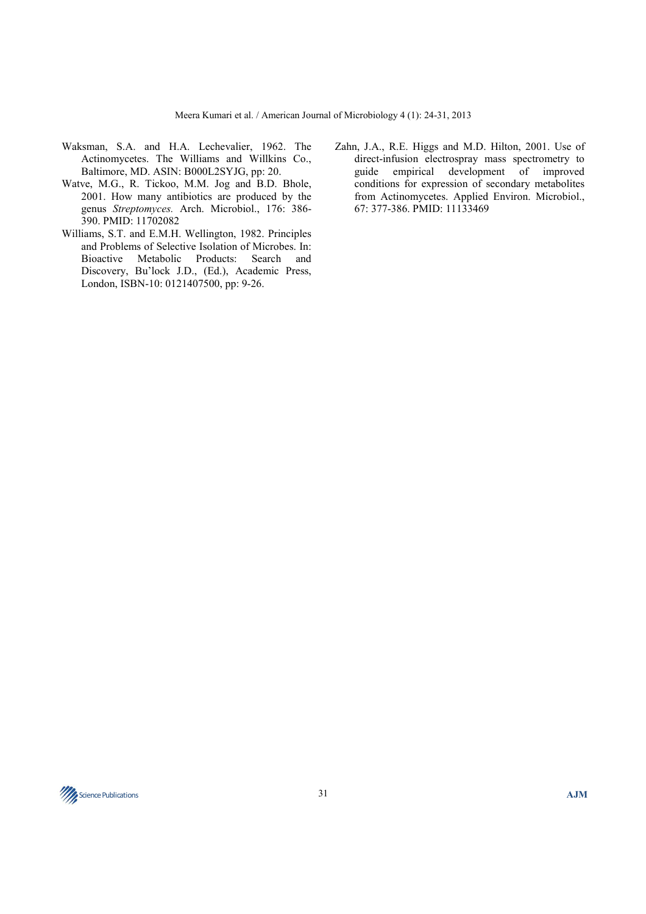Waksman, S.A. and H.A. Lechevalier, 1962. The Actinomycetes. The Williams and Willkins Co., Baltimore, MD. ASIN: B000L2SYJG, pp: 20.

Watve, M.G., R. Tickoo, M.M. Jog and B.D. Bhole, 2001. How many antibiotics are produced by the genus *Streptomyces.* Arch. Microbiol., 176: 386-390. PMID: 11702082

Williams, S.T. and E.M.H. Wellington, 1982. Principles and Problems of Selective Isolation of Microbes. In: Bioactive Metabolic Products: Search and Discovery, Bu'lock J.D., (Ed.), Academic Press, London, ISBN-10: 0121407500, pp: 9-26.

Zahn, J.A., R.E. Higgs and M.D. Hilton, 2001. Use of direct-infusion electrospray mass spectrometry to guide empirical development of improved conditions for expression of secondary metabolites from Actinomycetes. Applied Environ. Microbiol., 67: 377-386. PMID: 11133469